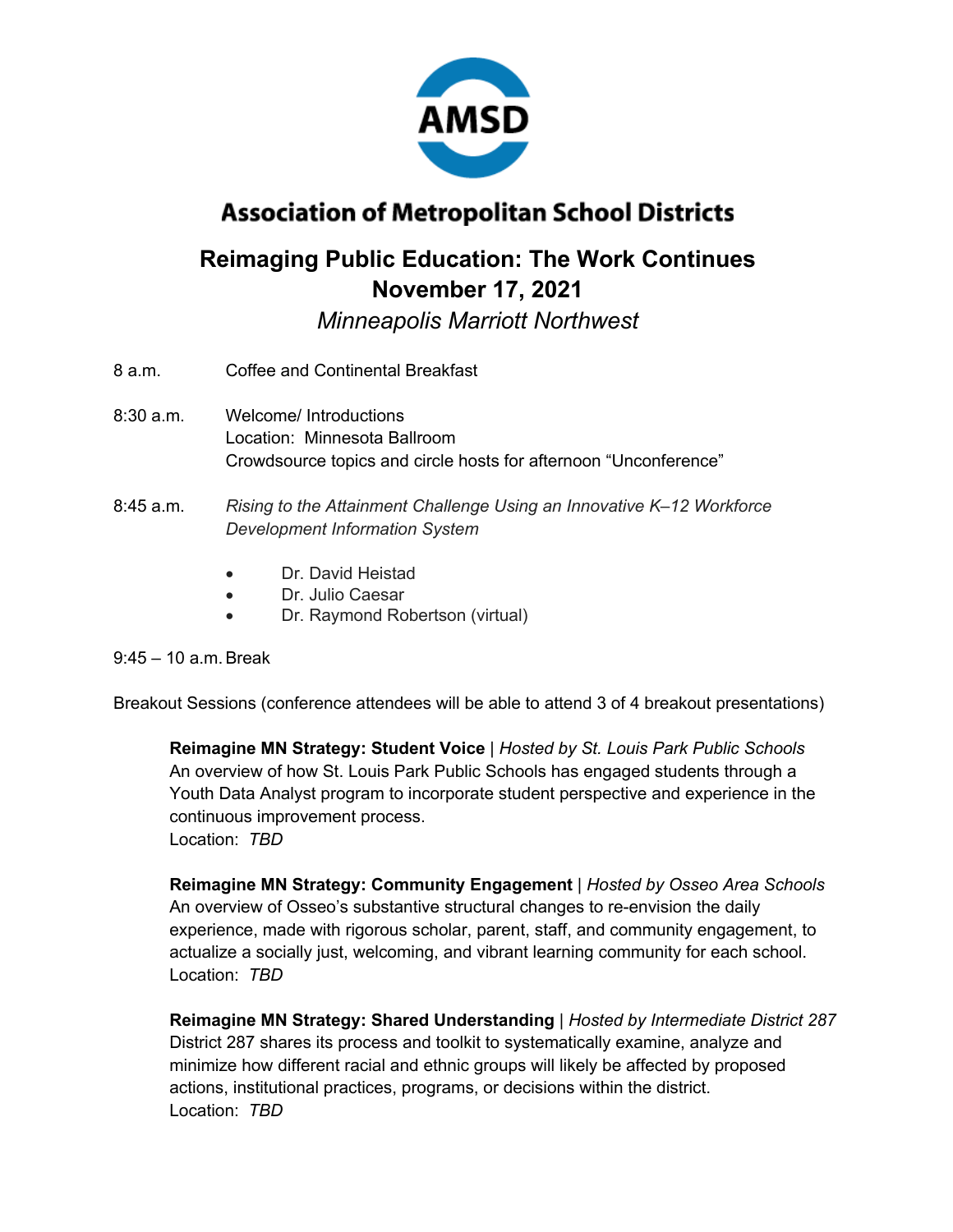# Association of Metropolitan School Districts

## Reimaging Public Education: The Work Continues
## November 17, 2021

*Minneapolis Marriott Northwest*

8 a.m. Coffee and Continental Breakfast

8:30 a.m. Welcome/ Introductions
Location: Minnesota Ballroom
Crowdsource topics and circle hosts for afternoon "Unconference"

8:45 a.m. *Rising to the Attainment Challenge Using an Innovative K–12 Workforce Development Information System*

- Dr. David Heistad
- Dr. Julio Caesar
- Dr. Raymond Robertson (virtual)

9:45 – 10 a.m. Break

Breakout Sessions (conference attendees will be able to attend 3 of 4 breakout presentations)

**Reimagine MN Strategy: Student Voice** | *Hosted by St. Louis Park Public Schools*
An overview of how St. Louis Park Public Schools has engaged students through a Youth Data Analyst program to incorporate student perspective and experience in the continuous improvement process.
Location: *TBD*

**Reimagine MN Strategy: Community Engagement** | *Hosted by Osseo Area Schools*
An overview of Osseo's substantive structural changes to re-envision the daily experience, made with rigorous scholar, parent, staff, and community engagement, to actualize a socially just, welcoming, and vibrant learning community for each school.
Location: *TBD*

**Reimagine MN Strategy: Shared Understanding** | *Hosted by Intermediate District 287*
District 287 shares its process and toolkit to systematically examine, analyze and minimize how different racial and ethnic groups will likely be affected by proposed actions, institutional practices, programs, or decisions within the district.
Location: *TBD*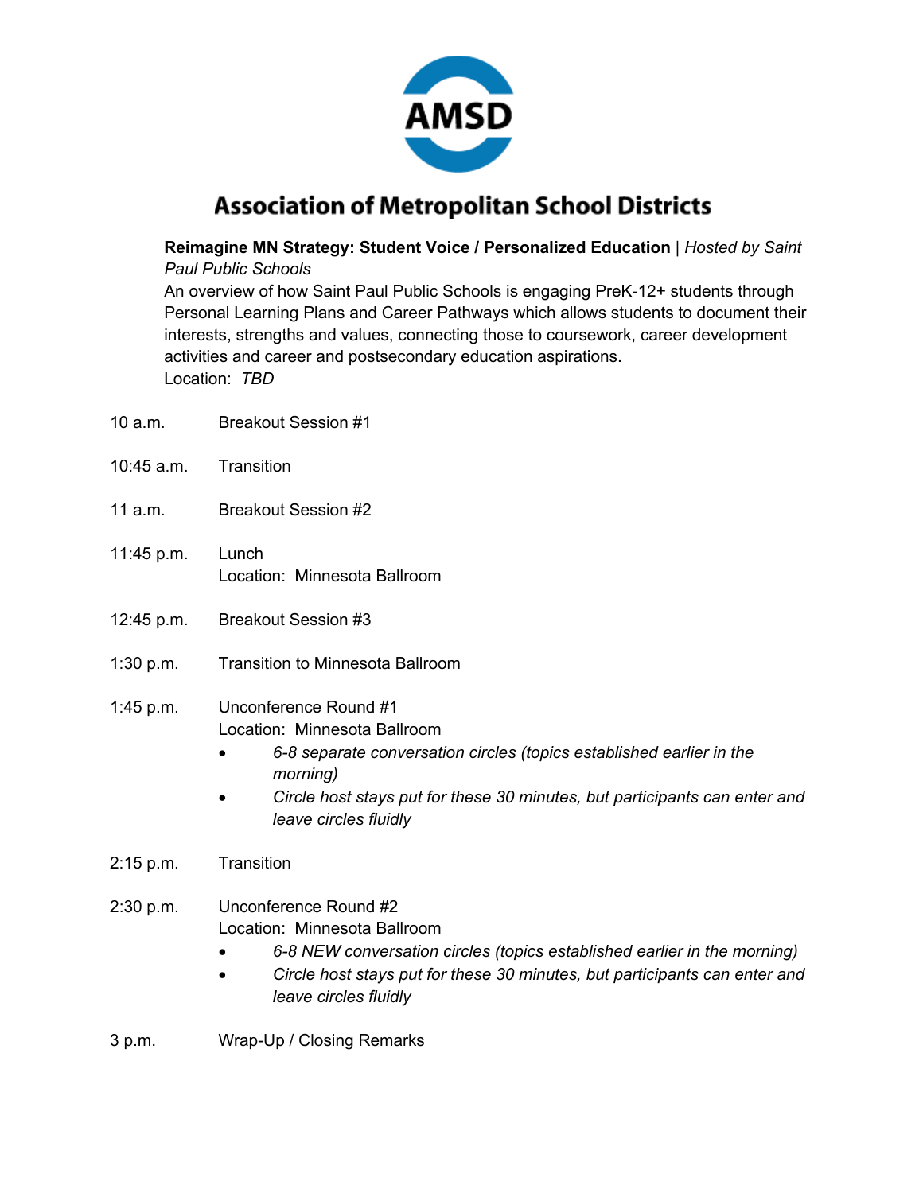AMSD

# Association of Metropolitan School Districts

**Reimagine MN Strategy: Student Voice / Personalized Education** | *Hosted by Saint Paul Public Schools*
An overview of how Saint Paul Public Schools is engaging PreK-12+ students through Personal Learning Plans and Career Pathways which allows students to document their interests, strengths and values, connecting those to coursework, career development activities and career and postsecondary education aspirations.
Location: *TBD*

10 a.m. Breakout Session #1

10:45 a.m. Transition

11 a.m. Breakout Session #2

11:45 p.m. Lunch
Location: Minnesota Ballroom

12:45 p.m. Breakout Session #3

1:30 p.m. Transition to Minnesota Ballroom

1:45 p.m. Unconference Round #1
Location: Minnesota Ballroom

- *6-8 separate conversation circles (topics established earlier in the morning)*
- *Circle host stays put for these 30 minutes, but participants can enter and leave circles fluidly*

2:15 p.m. Transition

2:30 p.m. Unconference Round #2
Location: Minnesota Ballroom

- *6-8 NEW conversation circles (topics established earlier in the morning)*
- *Circle host stays put for these 30 minutes, but participants can enter and leave circles fluidly*

3 p.m. Wrap-Up / Closing Remarks